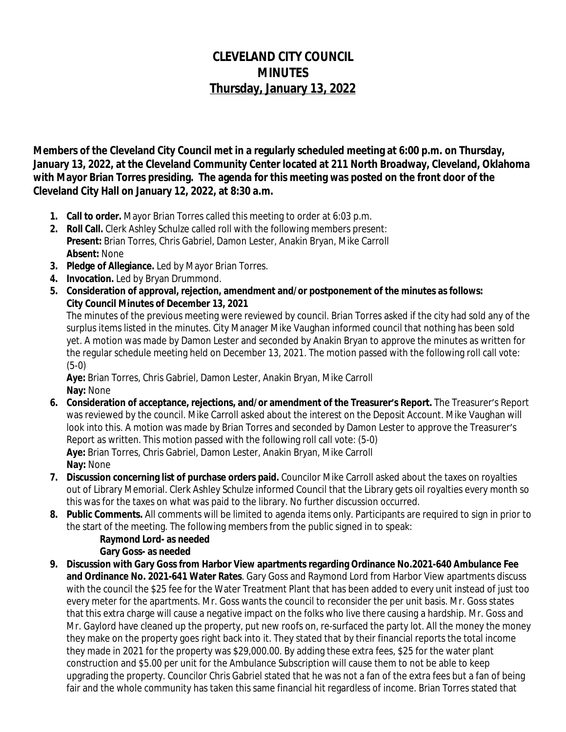# CLEVELAND CITY COUNCIL
# MINUTES
## Thursday, January 13, 2022

**Members of the Cleveland City Council met in a regularly scheduled meeting at 6:00 p.m. on Thursday, January 13, 2022, at the Cleveland Community Center located at 211 North Broadway, Cleveland, Oklahoma with Mayor Brian Torres presiding. The agenda for this meeting was posted on the front door of the Cleveland City Hall on January 12, 2022, at 8:30 a.m.**

1. **Call to order.** Mayor Brian Torres called this meeting to order at 6:03 p.m.
2. **Roll Call.** Clerk Ashley Schulze called roll with the following members present:
   **Present:** Brian Torres, Chris Gabriel, Damon Lester, Anakin Bryan, Mike Carroll
   **Absent:** None
3. **Pledge of Allegiance.** Led by Mayor Brian Torres.
4. **Invocation.** Led by Bryan Drummond.
5. **Consideration of approval, rejection, amendment and/or postponement of the minutes as follows: City Council Minutes of December 13, 2021**
   The minutes of the previous meeting were reviewed by council. Brian Torres asked if the city had sold any of the surplus items listed in the minutes. City Manager Mike Vaughan informed council that nothing has been sold yet. A motion was made by Damon Lester and seconded by Anakin Bryan to approve the minutes as written for the regular schedule meeting held on December 13, 2021. The motion passed with the following roll call vote: (5-0)
   **Aye:** Brian Torres, Chris Gabriel, Damon Lester, Anakin Bryan, Mike Carroll
   **Nay:** None
6. **Consideration of acceptance, rejections, and/or amendment of the Treasurer's Report.** The Treasurer's Report was reviewed by the council. Mike Carroll asked about the interest on the Deposit Account. Mike Vaughan will look into this. A motion was made by Brian Torres and seconded by Damon Lester to approve the Treasurer's Report as written. This motion passed with the following roll call vote: (5-0)
   **Aye:** Brian Torres, Chris Gabriel, Damon Lester, Anakin Bryan, Mike Carroll
   **Nay:** None
7. **Discussion concerning list of purchase orders paid.** Councilor Mike Carroll asked about the taxes on royalties out of Library Memorial. Clerk Ashley Schulze informed Council that the Library gets oil royalties every month so this was for the taxes on what was paid to the library. No further discussion occurred.
8. **Public Comments.** All comments will be limited to agenda items only. Participants are required to sign in prior to the start of the meeting. The following members from the public signed in to speak:
   **Raymond Lord- as needed**
   **Gary Goss- as needed**
9. **Discussion with Gary Goss from Harbor View apartments regarding Ordinance No.2021-640 Ambulance Fee and Ordinance No. 2021-641 Water Rates**. Gary Goss and Raymond Lord from Harbor View apartments discuss with the council the $25 fee for the Water Treatment Plant that has been added to every unit instead of just too every meter for the apartments. Mr. Goss wants the council to reconsider the per unit basis. Mr. Goss states that this extra charge will cause a negative impact on the folks who live there causing a hardship. Mr. Goss and Mr. Gaylord have cleaned up the property, put new roofs on, re-surfaced the party lot. All the money the money they make on the property goes right back into it. They stated that by their financial reports the total income they made in 2021 for the property was $29,000.00. By adding these extra fees, $25 for the water plant construction and $5.00 per unit for the Ambulance Subscription will cause them to not be able to keep upgrading the property. Councilor Chris Gabriel stated that he was not a fan of the extra fees but a fan of being fair and the whole community has taken this same financial hit regardless of income. Brian Torres stated that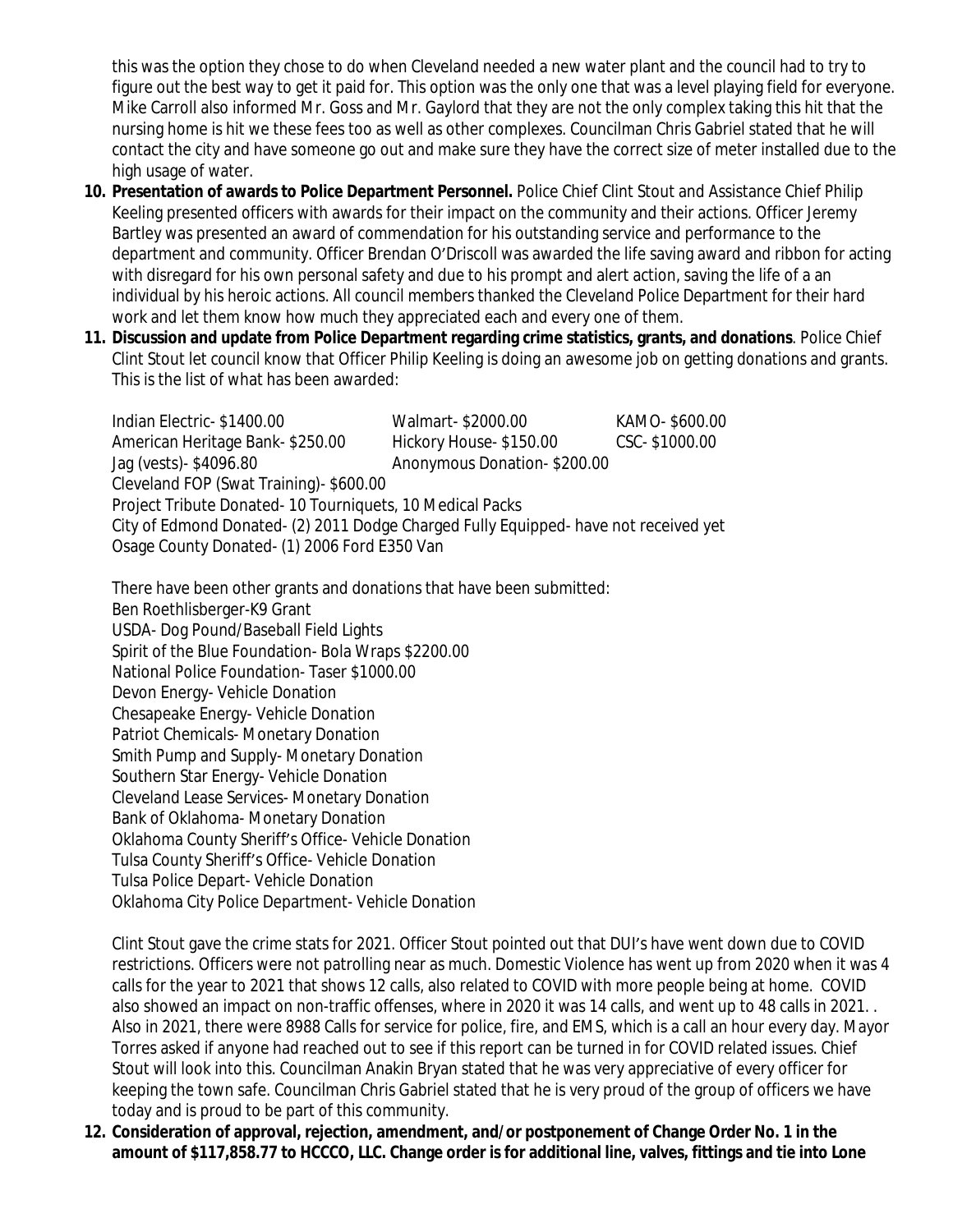this was the option they chose to do when Cleveland needed a new water plant and the council had to try to figure out the best way to get it paid for. This option was the only one that was a level playing field for everyone. Mike Carroll also informed Mr. Goss and Mr. Gaylord that they are not the only complex taking this hit that the nursing home is hit we these fees too as well as other complexes. Councilman Chris Gabriel stated that he will contact the city and have someone go out and make sure they have the correct size of meter installed due to the high usage of water.

10. **Presentation of awards to Police Department Personnel.** Police Chief Clint Stout and Assistance Chief Philip Keeling presented officers with awards for their impact on the community and their actions. Officer Jeremy Bartley was presented an award of commendation for his outstanding service and performance to the department and community. Officer Brendan O'Driscoll was awarded the life saving award and ribbon for acting with disregard for his own personal safety and due to his prompt and alert action, saving the life of a an individual by his heroic actions. All council members thanked the Cleveland Police Department for their hard work and let them know how much they appreciated each and every one of them.

11. **Discussion and update from Police Department regarding crime statistics, grants, and donations**. Police Chief Clint Stout let council know that Officer Philip Keeling is doing an awesome job on getting donations and grants. This is the list of what has been awarded:

    | | | |
    |---|---|---|
    | Indian Electric- $1400.00 | Walmart- $2000.00 | KAMO- $600.00 |
    | American Heritage Bank- $250.00 | Hickory House- $150.00 | CSC- $1000.00 |
    | Jag (vests)- $4096.80 | Anonymous Donation- $200.00 | |

    Cleveland FOP (Swat Training)- $600.00
    Project Tribute Donated- 10 Tourniquets, 10 Medical Packs
    City of Edmond Donated- (2) 2011 Dodge Charged Fully Equipped- have not received yet
    Osage County Donated- (1) 2006 Ford E350 Van

    There have been other grants and donations that have been submitted:
    Ben Roethlisberger-K9 Grant
    USDA- Dog Pound/Baseball Field Lights
    Spirit of the Blue Foundation- Bola Wraps $2200.00
    National Police Foundation- Taser $1000.00
    Devon Energy- Vehicle Donation
    Chesapeake Energy- Vehicle Donation
    Patriot Chemicals- Monetary Donation
    Smith Pump and Supply- Monetary Donation
    Southern Star Energy- Vehicle Donation
    Cleveland Lease Services- Monetary Donation
    Bank of Oklahoma- Monetary Donation
    Oklahoma County Sheriff's Office- Vehicle Donation
    Tulsa County Sheriff's Office- Vehicle Donation
    Tulsa Police Depart- Vehicle Donation
    Oklahoma City Police Department- Vehicle Donation

    Clint Stout gave the crime stats for 2021. Officer Stout pointed out that DUI's have went down due to COVID restrictions. Officers were not patrolling near as much. Domestic Violence has went up from 2020 when it was 4 calls for the year to 2021 that shows 12 calls, also related to COVID with more people being at home. COVID also showed an impact on non-traffic offenses, where in 2020 it was 14 calls, and went up to 48 calls in 2021. . Also in 2021, there were 8988 Calls for service for police, fire, and EMS, which is a call an hour every day. Mayor Torres asked if anyone had reached out to see if this report can be turned in for COVID related issues. Chief Stout will look into this. Councilman Anakin Bryan stated that he was very appreciative of every officer for keeping the town safe. Councilman Chris Gabriel stated that he is very proud of the group of officers we have today and is proud to be part of this community.

12. **Consideration of approval, rejection, amendment, and/or postponement of Change Order No. 1 in the amount of $117,858.77 to HCCCO, LLC. Change order is for additional line, valves, fittings and tie into Lone**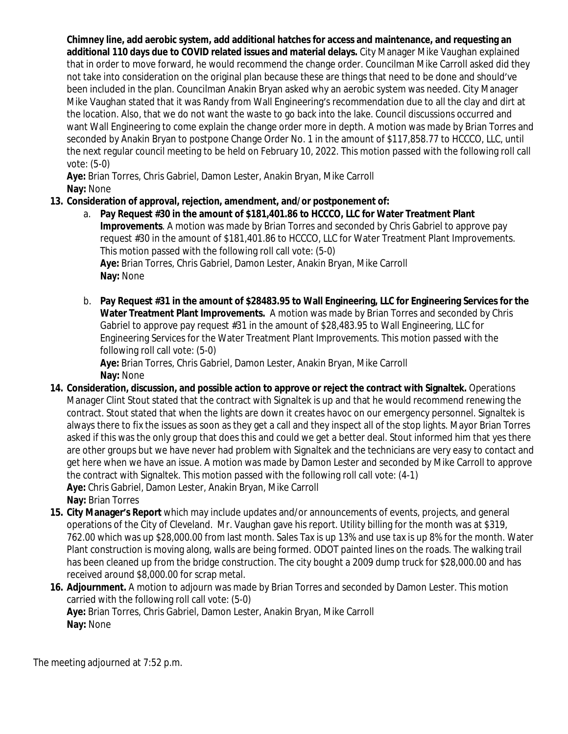**Chimney line, add aerobic system, add additional hatches for access and maintenance, and requesting an additional 110 days due to COVID related issues and material delays.** City Manager Mike Vaughan explained that in order to move forward, he would recommend the change order. Councilman Mike Carroll asked did they not take into consideration on the original plan because these are things that need to be done and should've been included in the plan. Councilman Anakin Bryan asked why an aerobic system was needed. City Manager Mike Vaughan stated that it was Randy from Wall Engineering's recommendation due to all the clay and dirt at the location. Also, that we do not want the waste to go back into the lake. Council discussions occurred and want Wall Engineering to come explain the change order more in depth. A motion was made by Brian Torres and seconded by Anakin Bryan to postpone Change Order No. 1 in the amount of $117,858.77 to HCCCO, LLC, until the next regular council meeting to be held on February 10, 2022. This motion passed with the following roll call vote: (5-0)

**Aye:** Brian Torres, Chris Gabriel, Damon Lester, Anakin Bryan, Mike Carroll
**Nay:** None

13. **Consideration of approval, rejection, amendment, and/or postponement of:**
    a. **Pay Request #30 in the amount of $181,401.86 to HCCCO, LLC for Water Treatment Plant Improvements**. A motion was made by Brian Torres and seconded by Chris Gabriel to approve pay request #30 in the amount of $181,401.86 to HCCCO, LLC for Water Treatment Plant Improvements. This motion passed with the following roll call vote: (5-0)
    **Aye:** Brian Torres, Chris Gabriel, Damon Lester, Anakin Bryan, Mike Carroll
    **Nay:** None

    b. **Pay Request #31 in the amount of $28483.95 to Wall Engineering, LLC for Engineering Services for the Water Treatment Plant Improvements.** A motion was made by Brian Torres and seconded by Chris Gabriel to approve pay request #31 in the amount of $28,483.95 to Wall Engineering, LLC for Engineering Services for the Water Treatment Plant Improvements. This motion passed with the following roll call vote: (5-0)
    **Aye:** Brian Torres, Chris Gabriel, Damon Lester, Anakin Bryan, Mike Carroll
    **Nay:** None

14. **Consideration, discussion, and possible action to approve or reject the contract with Signaltek.** Operations Manager Clint Stout stated that the contract with Signaltek is up and that he would recommend renewing the contract. Stout stated that when the lights are down it creates havoc on our emergency personnel. Signaltek is always there to fix the issues as soon as they get a call and they inspect all of the stop lights. Mayor Brian Torres asked if this was the only group that does this and could we get a better deal. Stout informed him that yes there are other groups but we have never had problem with Signaltek and the technicians are very easy to contact and get here when we have an issue. A motion was made by Damon Lester and seconded by Mike Carroll to approve the contract with Signaltek. This motion passed with the following roll call vote: (4-1)
    **Aye:** Chris Gabriel, Damon Lester, Anakin Bryan, Mike Carroll
    **Nay:** Brian Torres

15. **City Manager's Report** which may include updates and/or announcements of events, projects, and general operations of the City of Cleveland. Mr. Vaughan gave his report. Utility billing for the month was at $319, 762.00 which was up $28,000.00 from last month. Sales Tax is up 13% and use tax is up 8% for the month. Water Plant construction is moving along, walls are being formed. ODOT painted lines on the roads. The walking trail has been cleaned up from the bridge construction. The city bought a 2009 dump truck for $28,000.00 and has received around $8,000.00 for scrap metal.

16. **Adjournment.** A motion to adjourn was made by Brian Torres and seconded by Damon Lester. This motion carried with the following roll call vote: (5-0)
    **Aye:** Brian Torres, Chris Gabriel, Damon Lester, Anakin Bryan, Mike Carroll
    **Nay:** None

The meeting adjourned at 7:52 p.m.